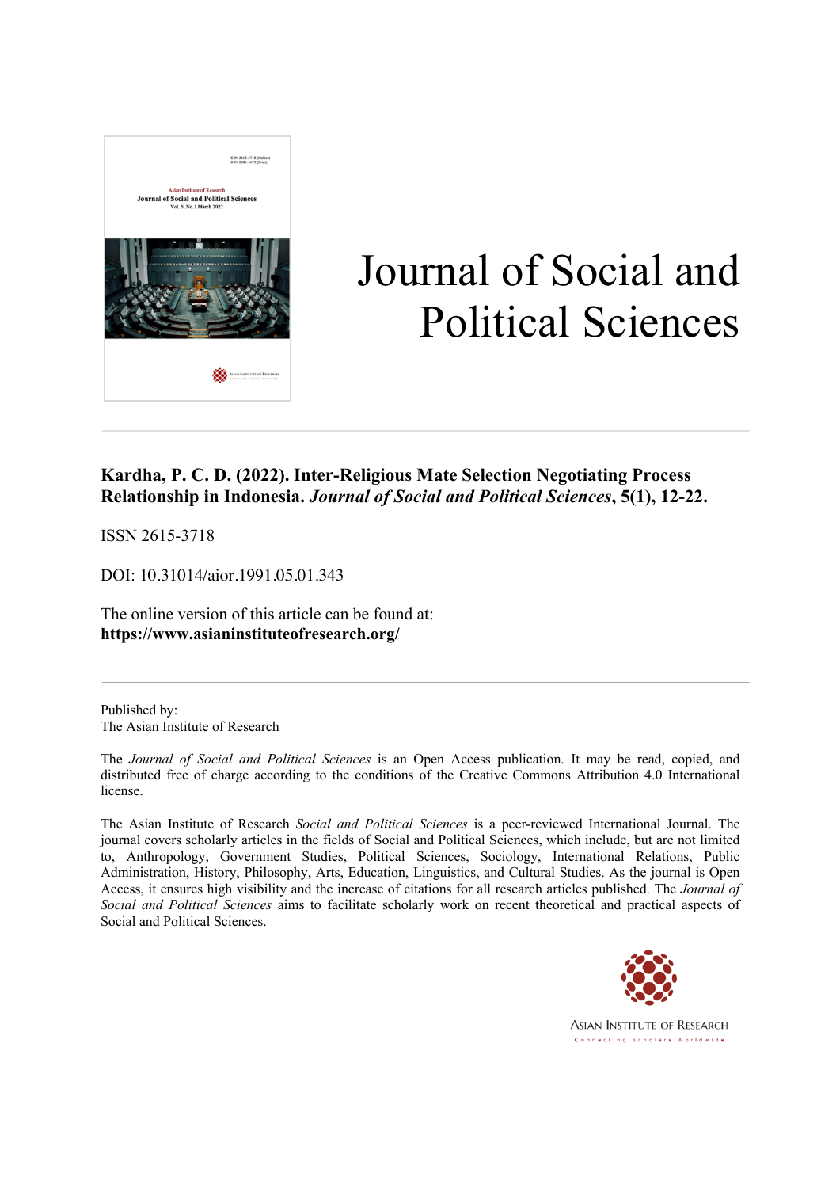# Journal of Social and Political Sciences

**Kardha, P. C. D. (2022). Inter-Religious Mate Selection Negotiating Process Relationship in Indonesia. *Journal of Social and Political Sciences*, 5(1), 12-22.**

ISSN 2615-3718

DOI: 10.31014/aior.1991.05.01.343

The online version of this article can be found at:
**https://www.asianinstituteofresearch.org/**

Published by:
The Asian Institute of Research

The *Journal of Social and Political Sciences* is an Open Access publication. It may be read, copied, and distributed free of charge according to the conditions of the Creative Commons Attribution 4.0 International license.

The Asian Institute of Research *Social and Political Sciences* is a peer-reviewed International Journal. The journal covers scholarly articles in the fields of Social and Political Sciences, which include, but are not limited to, Anthropology, Government Studies, Political Sciences, Sociology, International Relations, Public Administration, History, Philosophy, Arts, Education, Linguistics, and Cultural Studies. As the journal is Open Access, it ensures high visibility and the increase of citations for all research articles published. The *Journal of Social and Political Sciences* aims to facilitate scholarly work on recent theoretical and practical aspects of Social and Political Sciences.

ASIAN INSTITUTE OF RESEARCH
Connecting Scholars Worldwide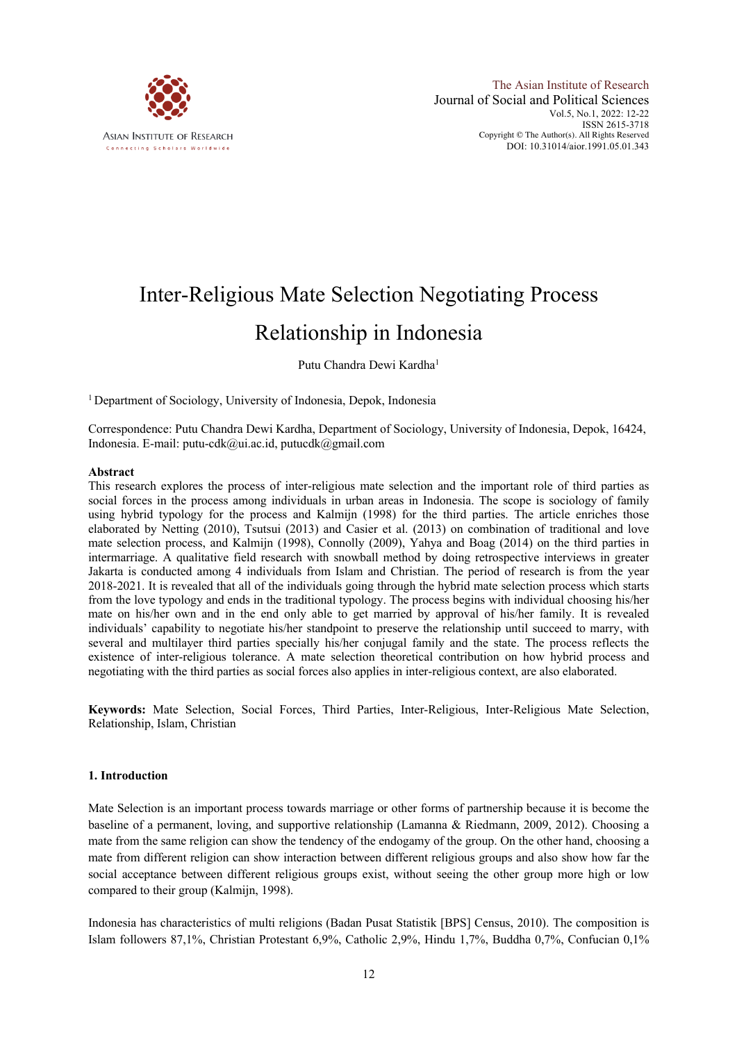# Inter-Religious Mate Selection Negotiating Process Relationship in Indonesia

Putu Chandra Dewi Kardha[1]

[1] Department of Sociology, University of Indonesia, Depok, Indonesia

Correspondence: Putu Chandra Dewi Kardha, Department of Sociology, University of Indonesia, Depok, 16424, Indonesia. E-mail: putu-cdk@ui.ac.id, putucdk@gmail.com

## Abstract

This research explores the process of inter-religious mate selection and the important role of third parties as social forces in the process among individuals in urban areas in Indonesia. The scope is sociology of family using hybrid typology for the process and Kalmijn (1998) for the third parties. The article enriches those elaborated by Netting (2010), Tsutsui (2013) and Casier et al. (2013) on combination of traditional and love mate selection process, and Kalmijn (1998), Connolly (2009), Yahya and Boag (2014) on the third parties in intermarriage. A qualitative field research with snowball method by doing retrospective interviews in greater Jakarta is conducted among 4 individuals from Islam and Christian. The period of research is from the year 2018-2021. It is revealed that all of the individuals going through the hybrid mate selection process which starts from the love typology and ends in the traditional typology. The process begins with individual choosing his/her mate on his/her own and in the end only able to get married by approval of his/her family. It is revealed individuals' capability to negotiate his/her standpoint to preserve the relationship until succeed to marry, with several and multilayer third parties specially his/her conjugal family and the state. The process reflects the existence of inter-religious tolerance. A mate selection theoretical contribution on how hybrid process and negotiating with the third parties as social forces also applies in inter-religious context, are also elaborated.

**Keywords:** Mate Selection, Social Forces, Third Parties, Inter-Religious, Inter-Religious Mate Selection, Relationship, Islam, Christian

## 1. Introduction

Mate Selection is an important process towards marriage or other forms of partnership because it is become the baseline of a permanent, loving, and supportive relationship (Lamanna & Riedmann, 2009, 2012). Choosing a mate from the same religion can show the tendency of the endogamy of the group. On the other hand, choosing a mate from different religion can show interaction between different religious groups and also show how far the social acceptance between different religious groups exist, without seeing the other group more high or low compared to their group (Kalmijn, 1998).

Indonesia has characteristics of multi religions (Badan Pusat Statistik [BPS] Census, 2010). The composition is Islam followers 87,1%, Christian Protestant 6,9%, Catholic 2,9%, Hindu 1,7%, Buddha 0,7%, Confucian 0,1%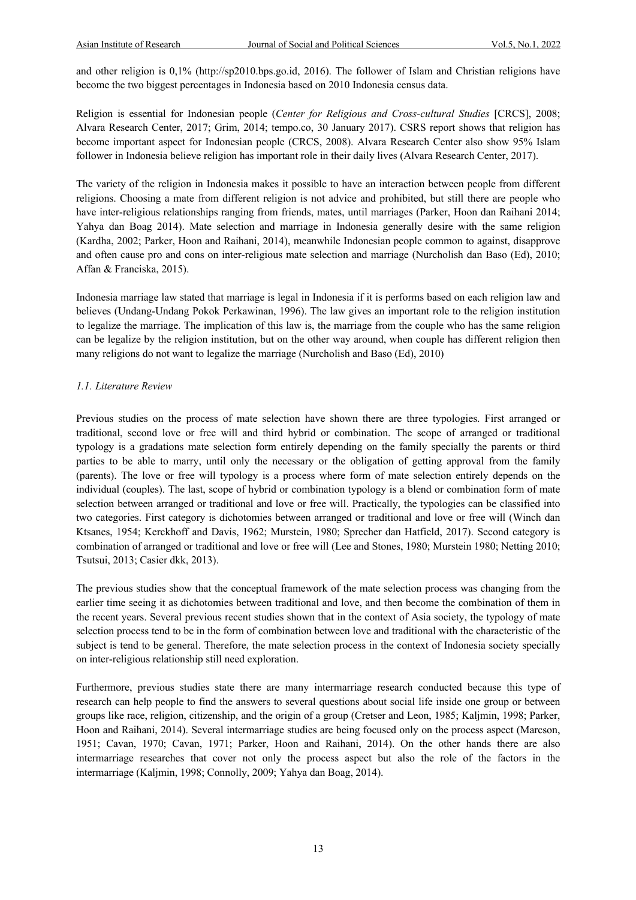and other religion is 0,1% (http://sp2010.bps.go.id, 2016). The follower of Islam and Christian religions have become the two biggest percentages in Indonesia based on 2010 Indonesia census data.

Religion is essential for Indonesian people (*Center for Religious and Cross-cultural Studies* [CRCS], 2008; Alvara Research Center, 2017; Grim, 2014; tempo.co, 30 January 2017). CSRS report shows that religion has become important aspect for Indonesian people (CRCS, 2008). Alvara Research Center also show 95% Islam follower in Indonesia believe religion has important role in their daily lives (Alvara Research Center, 2017).

The variety of the religion in Indonesia makes it possible to have an interaction between people from different religions. Choosing a mate from different religion is not advice and prohibited, but still there are people who have inter-religious relationships ranging from friends, mates, until marriages (Parker, Hoon dan Raihani 2014; Yahya dan Boag 2014). Mate selection and marriage in Indonesia generally desire with the same religion (Kardha, 2002; Parker, Hoon and Raihani, 2014), meanwhile Indonesian people common to against, disapprove and often cause pro and cons on inter-religious mate selection and marriage (Nurcholish dan Baso (Ed), 2010; Affan & Franciska, 2015).

Indonesia marriage law stated that marriage is legal in Indonesia if it is performs based on each religion law and believes (Undang-Undang Pokok Perkawinan, 1996). The law gives an important role to the religion institution to legalize the marriage. The implication of this law is, the marriage from the couple who has the same religion can be legalize by the religion institution, but on the other way around, when couple has different religion then many religions do not want to legalize the marriage (Nurcholish and Baso (Ed), 2010)

### *1.1. Literature Review*

Previous studies on the process of mate selection have shown there are three typologies. First arranged or traditional, second love or free will and third hybrid or combination. The scope of arranged or traditional typology is a gradations mate selection form entirely depending on the family specially the parents or third parties to be able to marry, until only the necessary or the obligation of getting approval from the family (parents). The love or free will typology is a process where form of mate selection entirely depends on the individual (couples). The last, scope of hybrid or combination typology is a blend or combination form of mate selection between arranged or traditional and love or free will. Practically, the typologies can be classified into two categories. First category is dichotomies between arranged or traditional and love or free will (Winch dan Ktsanes, 1954; Kerckhoff and Davis, 1962; Murstein, 1980; Sprecher dan Hatfield, 2017). Second category is combination of arranged or traditional and love or free will (Lee and Stones, 1980; Murstein 1980; Netting 2010; Tsutsui, 2013; Casier dkk, 2013).

The previous studies show that the conceptual framework of the mate selection process was changing from the earlier time seeing it as dichotomies between traditional and love, and then become the combination of them in the recent years. Several previous recent studies shown that in the context of Asia society, the typology of mate selection process tend to be in the form of combination between love and traditional with the characteristic of the subject is tend to be general. Therefore, the mate selection process in the context of Indonesia society specially on inter-religious relationship still need exploration.

Furthermore, previous studies state there are many intermarriage research conducted because this type of research can help people to find the answers to several questions about social life inside one group or between groups like race, religion, citizenship, and the origin of a group (Cretser and Leon, 1985; Kaljmin, 1998; Parker, Hoon and Raihani, 2014). Several intermarriage studies are being focused only on the process aspect (Marcson, 1951; Cavan, 1970; Cavan, 1971; Parker, Hoon and Raihani, 2014). On the other hands there are also intermarriage researches that cover not only the process aspect but also the role of the factors in the intermarriage (Kaljmin, 1998; Connolly, 2009; Yahya dan Boag, 2014).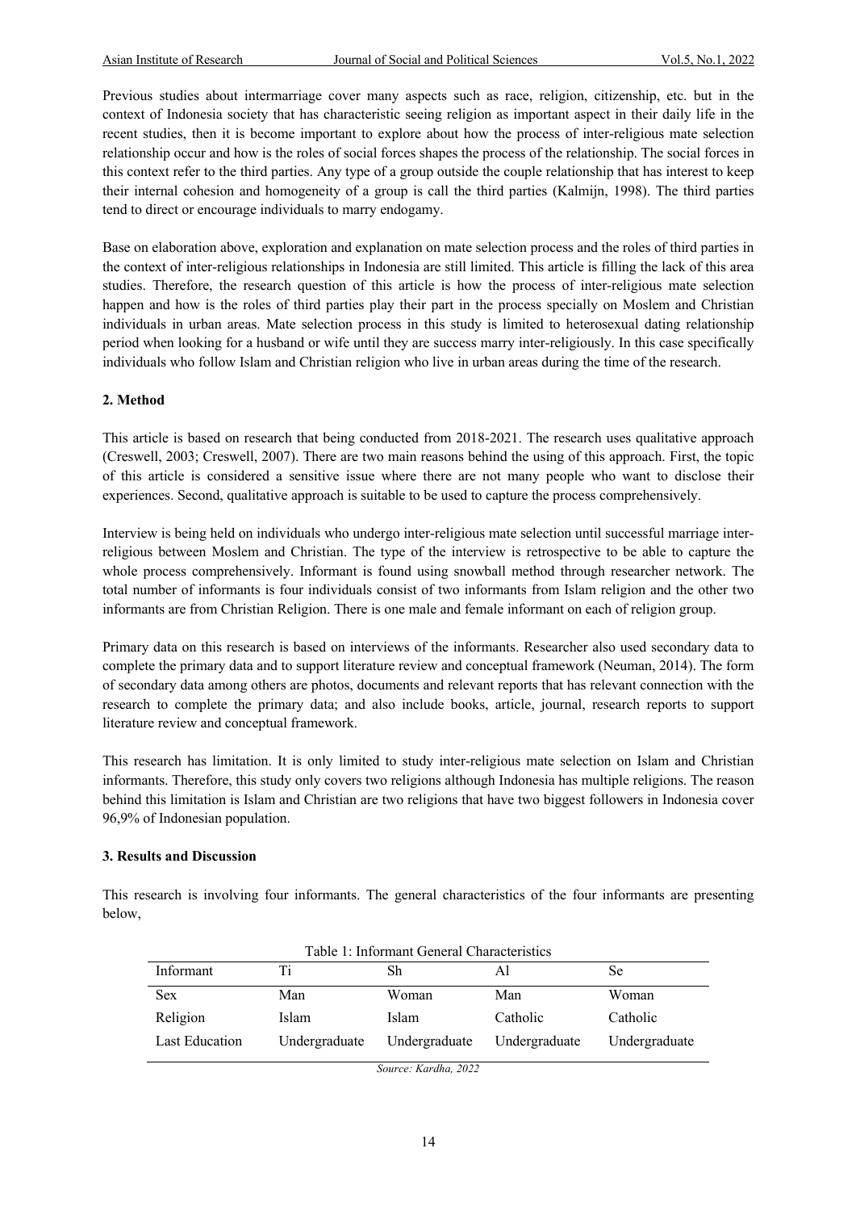Previous studies about intermarriage cover many aspects such as race, religion, citizenship, etc. but in the context of Indonesia society that has characteristic seeing religion as important aspect in their daily life in the recent studies, then it is become important to explore about how the process of inter-religious mate selection relationship occur and how is the roles of social forces shapes the process of the relationship. The social forces in this context refer to the third parties. Any type of a group outside the couple relationship that has interest to keep their internal cohesion and homogeneity of a group is call the third parties (Kalmijn, 1998). The third parties tend to direct or encourage individuals to marry endogamy.

Base on elaboration above, exploration and explanation on mate selection process and the roles of third parties in the context of inter-religious relationships in Indonesia are still limited. This article is filling the lack of this area studies. Therefore, the research question of this article is how the process of inter-religious mate selection happen and how is the roles of third parties play their part in the process specially on Moslem and Christian individuals in urban areas. Mate selection process in this study is limited to heterosexual dating relationship period when looking for a husband or wife until they are success marry inter-religiously. In this case specifically individuals who follow Islam and Christian religion who live in urban areas during the time of the research.

## 2. Method

This article is based on research that being conducted from 2018-2021. The research uses qualitative approach (Creswell, 2003; Creswell, 2007). There are two main reasons behind the using of this approach. First, the topic of this article is considered a sensitive issue where there are not many people who want to disclose their experiences. Second, qualitative approach is suitable to be used to capture the process comprehensively.

Interview is being held on individuals who undergo inter-religious mate selection until successful marriage inter-religious between Moslem and Christian. The type of the interview is retrospective to be able to capture the whole process comprehensively. Informant is found using snowball method through researcher network. The total number of informants is four individuals consist of two informants from Islam religion and the other two informants are from Christian Religion. There is one male and female informant on each of religion group.

Primary data on this research is based on interviews of the informants. Researcher also used secondary data to complete the primary data and to support literature review and conceptual framework (Neuman, 2014). The form of secondary data among others are photos, documents and relevant reports that has relevant connection with the research to complete the primary data; and also include books, article, journal, research reports to support literature review and conceptual framework.

This research has limitation. It is only limited to study inter-religious mate selection on Islam and Christian informants. Therefore, this study only covers two religions although Indonesia has multiple religions. The reason behind this limitation is Islam and Christian are two religions that have two biggest followers in Indonesia cover 96,9% of Indonesian population.

## 3. Results and Discussion

This research is involving four informants. The general characteristics of the four informants are presenting below,

Table 1: Informant General Characteristics

| Informant | Ti | Sh | Al | Se |
|---|---|---|---|---|
| Sex | Man | Woman | Man | Woman |
| Religion | Islam | Islam | Catholic | Catholic |
| Last Education | Undergraduate | Undergraduate | Undergraduate | Undergraduate |

*Source: Kardha, 2022*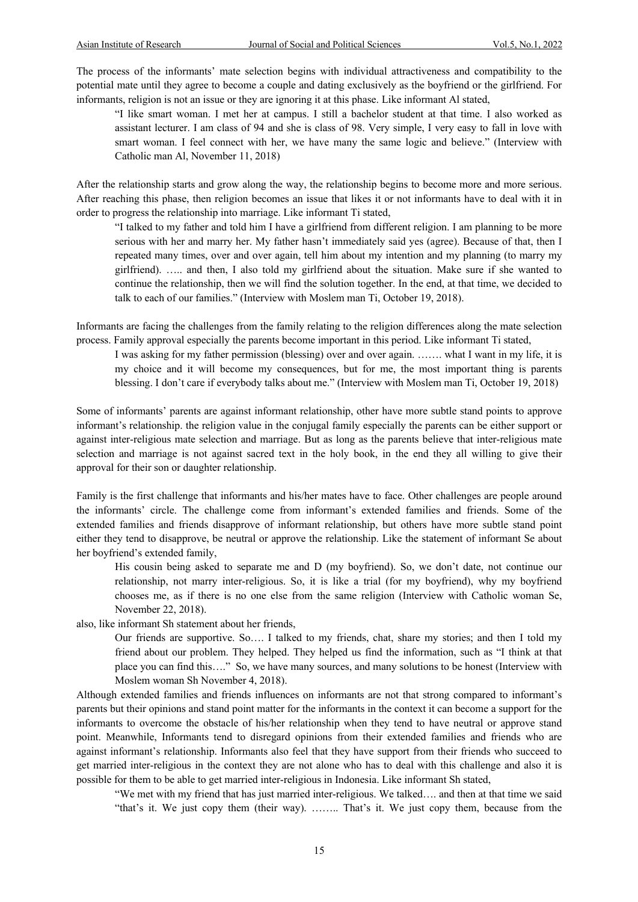The process of the informants' mate selection begins with individual attractiveness and compatibility to the potential mate until they agree to become a couple and dating exclusively as the boyfriend or the girlfriend. For informants, religion is not an issue or they are ignoring it at this phase. Like informant Al stated,

> "I like smart woman. I met her at campus. I still a bachelor student at that time. I also worked as assistant lecturer. I am class of 94 and she is class of 98. Very simple, I very easy to fall in love with smart woman. I feel connect with her, we have many the same logic and believe." (Interview with Catholic man Al, November 11, 2018)

After the relationship starts and grow along the way, the relationship begins to become more and more serious. After reaching this phase, then religion becomes an issue that likes it or not informants have to deal with it in order to progress the relationship into marriage. Like informant Ti stated,

> "I talked to my father and told him I have a girlfriend from different religion. I am planning to be more serious with her and marry her. My father hasn't immediately said yes (agree). Because of that, then I repeated many times, over and over again, tell him about my intention and my planning (to marry my girlfriend). ….. and then, I also told my girlfriend about the situation. Make sure if she wanted to continue the relationship, then we will find the solution together. In the end, at that time, we decided to talk to each of our families." (Interview with Moslem man Ti, October 19, 2018).

Informants are facing the challenges from the family relating to the religion differences along the mate selection process. Family approval especially the parents become important in this period. Like informant Ti stated,

> I was asking for my father permission (blessing) over and over again. ……. what I want in my life, it is my choice and it will become my consequences, but for me, the most important thing is parents blessing. I don't care if everybody talks about me." (Interview with Moslem man Ti, October 19, 2018)

Some of informants' parents are against informant relationship, other have more subtle stand points to approve informant's relationship. the religion value in the conjugal family especially the parents can be either support or against inter-religious mate selection and marriage. But as long as the parents believe that inter-religious mate selection and marriage is not against sacred text in the holy book, in the end they all willing to give their approval for their son or daughter relationship.

Family is the first challenge that informants and his/her mates have to face. Other challenges are people around the informants' circle. The challenge come from informant's extended families and friends. Some of the extended families and friends disapprove of informant relationship, but others have more subtle stand point either they tend to disapprove, be neutral or approve the relationship. Like the statement of informant Se about her boyfriend's extended family,

> His cousin being asked to separate me and D (my boyfriend). So, we don't date, not continue our relationship, not marry inter-religious. So, it is like a trial (for my boyfriend), why my boyfriend chooses me, as if there is no one else from the same religion (Interview with Catholic woman Se, November 22, 2018).

also, like informant Sh statement about her friends,

> Our friends are supportive. So…. I talked to my friends, chat, share my stories; and then I told my friend about our problem. They helped. They helped us find the information, such as "I think at that place you can find this…." So, we have many sources, and many solutions to be honest (Interview with Moslem woman Sh November 4, 2018).

Although extended families and friends influences on informants are not that strong compared to informant's parents but their opinions and stand point matter for the informants in the context it can become a support for the informants to overcome the obstacle of his/her relationship when they tend to have neutral or approve stand point. Meanwhile, Informants tend to disregard opinions from their extended families and friends who are against informant's relationship. Informants also feel that they have support from their friends who succeed to get married inter-religious in the context they are not alone who has to deal with this challenge and also it is possible for them to be able to get married inter-religious in Indonesia. Like informant Sh stated,

> "We met with my friend that has just married inter-religious. We talked…. and then at that time we said "that's it. We just copy them (their way). …….. That's it. We just copy them, because from the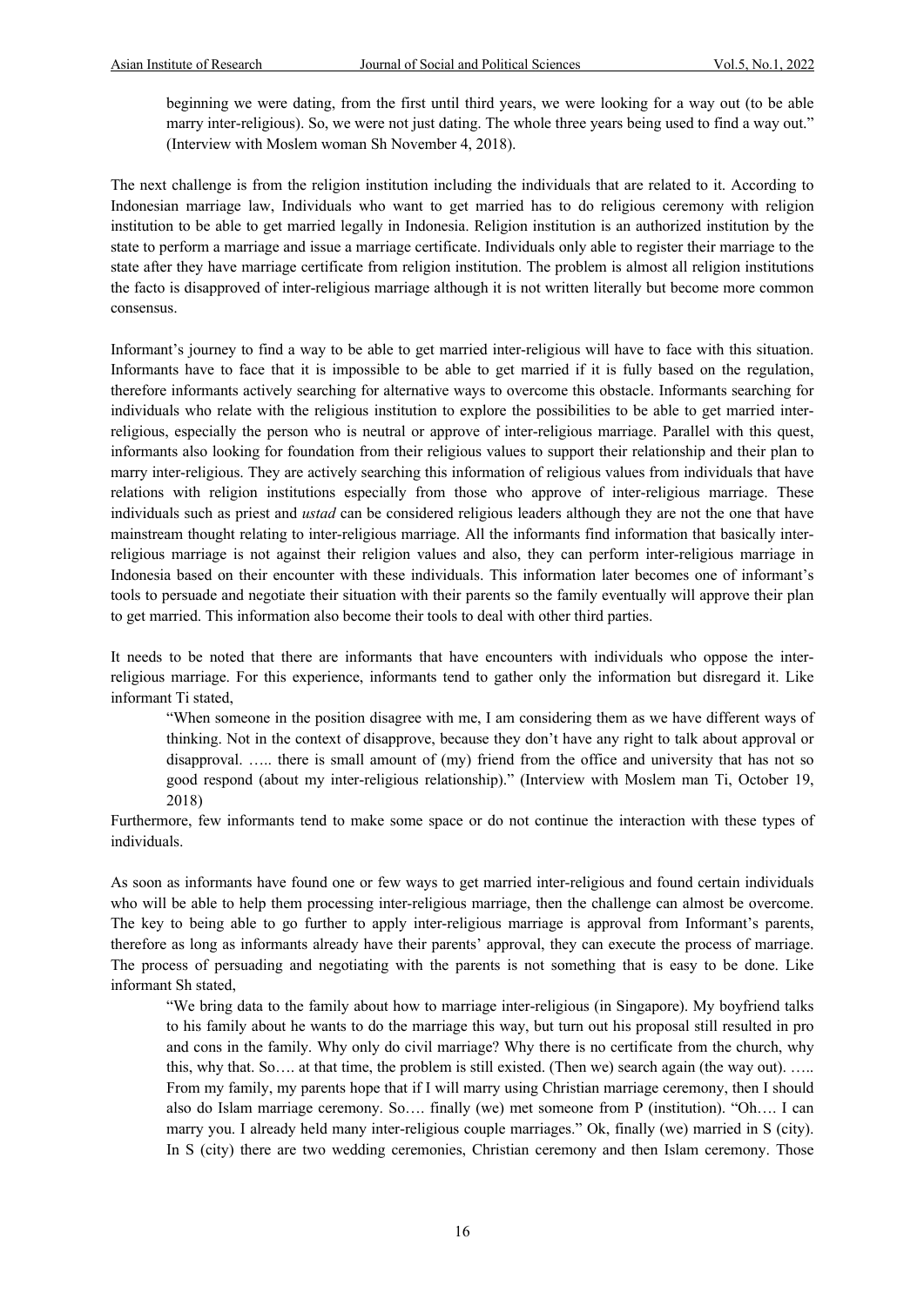beginning we were dating, from the first until third years, we were looking for a way out (to be able marry inter-religious). So, we were not just dating. The whole three years being used to find a way out." (Interview with Moslem woman Sh November 4, 2018).

The next challenge is from the religion institution including the individuals that are related to it. According to Indonesian marriage law, Individuals who want to get married has to do religious ceremony with religion institution to be able to get married legally in Indonesia. Religion institution is an authorized institution by the state to perform a marriage and issue a marriage certificate. Individuals only able to register their marriage to the state after they have marriage certificate from religion institution. The problem is almost all religion institutions the facto is disapproved of inter-religious marriage although it is not written literally but become more common consensus.

Informant's journey to find a way to be able to get married inter-religious will have to face with this situation. Informants have to face that it is impossible to be able to get married if it is fully based on the regulation, therefore informants actively searching for alternative ways to overcome this obstacle. Informants searching for individuals who relate with the religious institution to explore the possibilities to be able to get married inter-religious, especially the person who is neutral or approve of inter-religious marriage. Parallel with this quest, informants also looking for foundation from their religious values to support their relationship and their plan to marry inter-religious. They are actively searching this information of religious values from individuals that have relations with religion institutions especially from those who approve of inter-religious marriage. These individuals such as priest and *ustad* can be considered religious leaders although they are not the one that have mainstream thought relating to inter-religious marriage. All the informants find information that basically inter-religious marriage is not against their religion values and also, they can perform inter-religious marriage in Indonesia based on their encounter with these individuals. This information later becomes one of informant's tools to persuade and negotiate their situation with their parents so the family eventually will approve their plan to get married. This information also become their tools to deal with other third parties.

It needs to be noted that there are informants that have encounters with individuals who oppose the inter-religious marriage. For this experience, informants tend to gather only the information but disregard it. Like informant Ti stated,

> "When someone in the position disagree with me, I am considering them as we have different ways of thinking. Not in the context of disapprove, because they don't have any right to talk about approval or disapproval. ….. there is small amount of (my) friend from the office and university that has not so good respond (about my inter-religious relationship)." (Interview with Moslem man Ti, October 19, 2018)

Furthermore, few informants tend to make some space or do not continue the interaction with these types of individuals.

As soon as informants have found one or few ways to get married inter-religious and found certain individuals who will be able to help them processing inter-religious marriage, then the challenge can almost be overcome. The key to being able to go further to apply inter-religious marriage is approval from Informant's parents, therefore as long as informants already have their parents' approval, they can execute the process of marriage. The process of persuading and negotiating with the parents is not something that is easy to be done. Like informant Sh stated,

> "We bring data to the family about how to marriage inter-religious (in Singapore). My boyfriend talks to his family about he wants to do the marriage this way, but turn out his proposal still resulted in pro and cons in the family. Why only do civil marriage? Why there is no certificate from the church, why this, why that. So…. at that time, the problem is still existed. (Then we) search again (the way out). ….. From my family, my parents hope that if I will marry using Christian marriage ceremony, then I should also do Islam marriage ceremony. So…. finally (we) met someone from P (institution). "Oh…. I can marry you. I already held many inter-religious couple marriages." Ok, finally (we) married in S (city). In S (city) there are two wedding ceremonies, Christian ceremony and then Islam ceremony. Those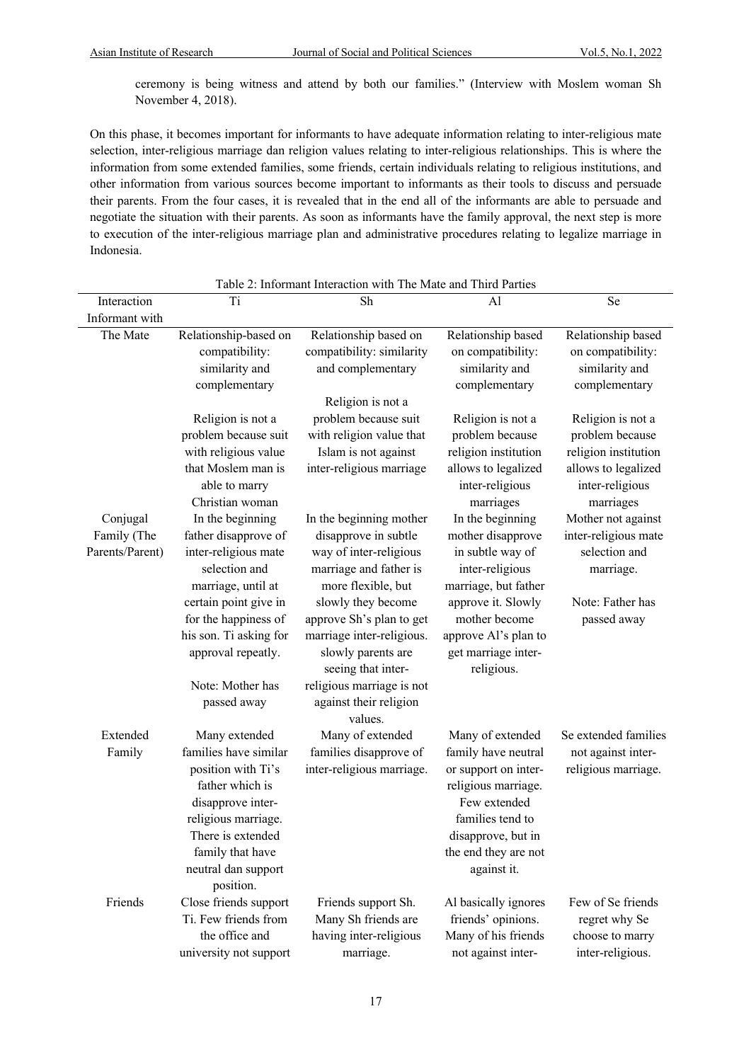ceremony is being witness and attend by both our families." (Interview with Moslem woman Sh November 4, 2018).

On this phase, it becomes important for informants to have adequate information relating to inter-religious mate selection, inter-religious marriage dan religion values relating to inter-religious relationships. This is where the information from some extended families, some friends, certain individuals relating to religious institutions, and other information from various sources become important to informants as their tools to discuss and persuade their parents. From the four cases, it is revealed that in the end all of the informants are able to persuade and negotiate the situation with their parents. As soon as informants have the family approval, the next step is more to execution of the inter-religious marriage plan and administrative procedures relating to legalize marriage in Indonesia.

Table 2: Informant Interaction with The Mate and Third Parties

| Interaction Informant with | Ti | Sh | Al | Se |
|---|---|---|---|---|
| The Mate | Relationship-based on compatibility: similarity and complementary<br><br>Religion is not a problem because suit with religious value that Moslem man is able to marry Christian woman | Relationship based on compatibility: similarity and complementary<br><br>Religion is not a problem because suit with religion value that Islam is not against inter-religious marriage | Relationship based on compatibility: similarity and complementary<br><br>Religion is not a problem because religion institution allows to legalized inter-religious marriages | Relationship based on compatibility: similarity and complementary<br><br>Religion is not a problem because religion institution allows to legalized inter-religious marriages |
| Conjugal Family (The Parents/Parent) | In the beginning father disapprove of inter-religious mate selection and marriage, until at certain point give in for the happiness of his son. Ti asking for approval repeatly.<br><br>Note: Mother has passed away | In the beginning mother disapprove in subtle way of inter-religious marriage and father is more flexible, but slowly they become approve Sh's plan to get marriage inter-religious. slowly parents are seeing that inter-religious marriage is not against their religion values. | In the beginning mother disapprove in subtle way of inter-religious marriage, but father approve it. Slowly mother become approve Al's plan to get marriage inter-religious. | Mother not against inter-religious mate selection and marriage.<br><br>Note: Father has passed away |
| Extended Family | Many extended families have similar position with Ti's father which is disapprove inter-religious marriage. There is extended family that have neutral dan support position. | Many of extended families disapprove of inter-religious marriage. | Many of extended family have neutral or support on inter-religious marriage. Few extended families tend to disapprove, but in the end they are not against it. | Se extended families not against inter-religious marriage. |
| Friends | Close friends support Ti. Few friends from the office and university not support | Friends support Sh. Many Sh friends are having inter-religious marriage. | Al basically ignores friends' opinions. Many of his friends not against inter- | Few of Se friends regret why Se choose to marry inter-religious. |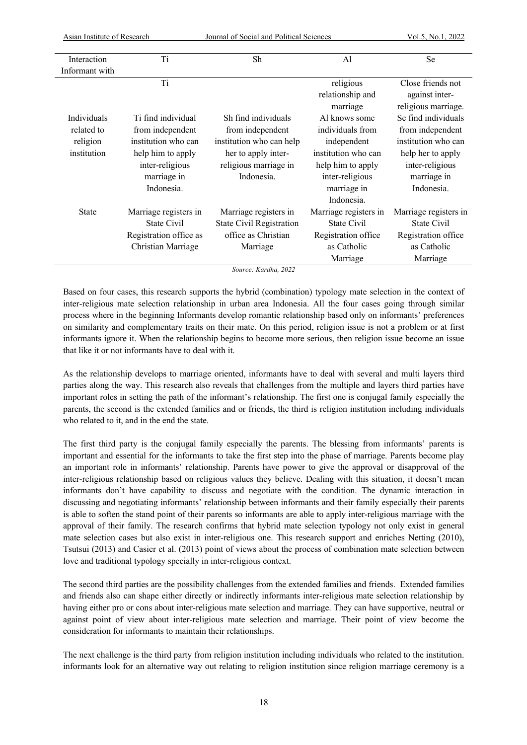| Interaction Informant with | Ti | Sh | Al | Se |
|---|---|---|---|---|
| | Ti | | religious relationship and marriage | Close friends not against inter-religious marriage. |
| Individuals related to religion institution | Ti find individual from independent institution who can help him to apply inter-religious marriage in Indonesia. | Sh find individuals from independent institution who can help her to apply inter-religious marriage in Indonesia. | Al knows some individuals from independent institution who can help him to apply inter-religious marriage in Indonesia. | Se find individuals from independent institution who can help her to apply inter-religious marriage in Indonesia. |
| State | Marriage registers in State Civil Registration office as Christian Marriage | Marriage registers in State Civil Registration office as Christian Marriage | Marriage registers in State Civil Registration office as Catholic Marriage | Marriage registers in State Civil Registration office as Catholic Marriage |

*Source: Kardha, 2022*

Based on four cases, this research supports the hybrid (combination) typology mate selection in the context of inter-religious mate selection relationship in urban area Indonesia. All the four cases going through similar process where in the beginning Informants develop romantic relationship based only on informants' preferences on similarity and complementary traits on their mate. On this period, religion issue is not a problem or at first informants ignore it. When the relationship begins to become more serious, then religion issue become an issue that like it or not informants have to deal with it.

As the relationship develops to marriage oriented, informants have to deal with several and multi layers third parties along the way. This research also reveals that challenges from the multiple and layers third parties have important roles in setting the path of the informant's relationship. The first one is conjugal family especially the parents, the second is the extended families and or friends, the third is religion institution including individuals who related to it, and in the end the state.

The first third party is the conjugal family especially the parents. The blessing from informants' parents is important and essential for the informants to take the first step into the phase of marriage. Parents become play an important role in informants' relationship. Parents have power to give the approval or disapproval of the inter-religious relationship based on religious values they believe. Dealing with this situation, it doesn't mean informants don't have capability to discuss and negotiate with the condition. The dynamic interaction in discussing and negotiating informants' relationship between informants and their family especially their parents is able to soften the stand point of their parents so informants are able to apply inter-religious marriage with the approval of their family. The research confirms that hybrid mate selection typology not only exist in general mate selection cases but also exist in inter-religious one. This research support and enriches Netting (2010), Tsutsui (2013) and Casier et al. (2013) point of views about the process of combination mate selection between love and traditional typology specially in inter-religious context.

The second third parties are the possibility challenges from the extended families and friends. Extended families and friends also can shape either directly or indirectly informants inter-religious mate selection relationship by having either pro or cons about inter-religious mate selection and marriage. They can have supportive, neutral or against point of view about inter-religious mate selection and marriage. Their point of view become the consideration for informants to maintain their relationships.

The next challenge is the third party from religion institution including individuals who related to the institution. informants look for an alternative way out relating to religion institution since religion marriage ceremony is a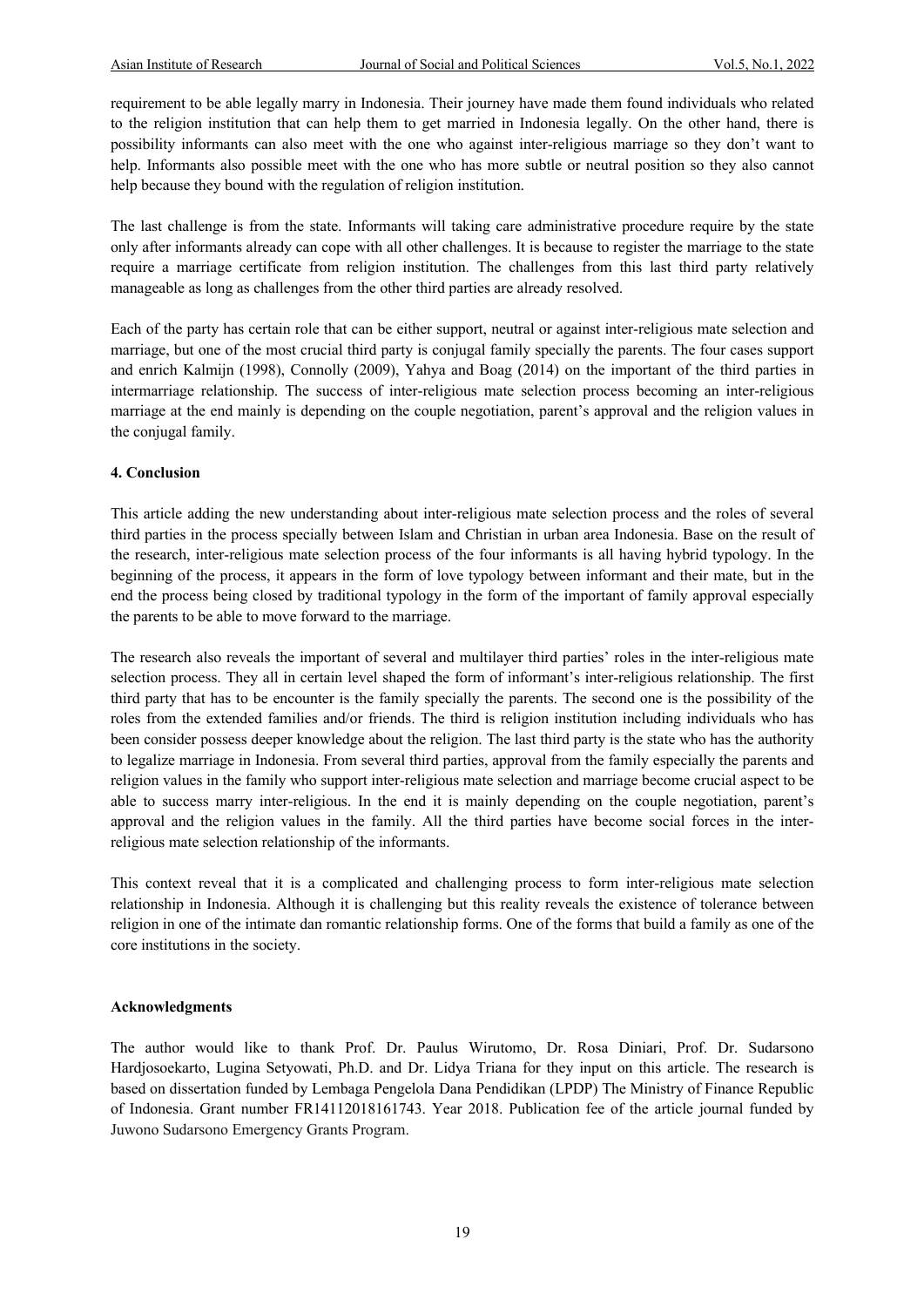requirement to be able legally marry in Indonesia. Their journey have made them found individuals who related to the religion institution that can help them to get married in Indonesia legally. On the other hand, there is possibility informants can also meet with the one who against inter-religious marriage so they don't want to help. Informants also possible meet with the one who has more subtle or neutral position so they also cannot help because they bound with the regulation of religion institution.

The last challenge is from the state. Informants will taking care administrative procedure require by the state only after informants already can cope with all other challenges. It is because to register the marriage to the state require a marriage certificate from religion institution. The challenges from this last third party relatively manageable as long as challenges from the other third parties are already resolved.

Each of the party has certain role that can be either support, neutral or against inter-religious mate selection and marriage, but one of the most crucial third party is conjugal family specially the parents. The four cases support and enrich Kalmijn (1998), Connolly (2009), Yahya and Boag (2014) on the important of the third parties in intermarriage relationship. The success of inter-religious mate selection process becoming an inter-religious marriage at the end mainly is depending on the couple negotiation, parent's approval and the religion values in the conjugal family.

### 4. Conclusion

This article adding the new understanding about inter-religious mate selection process and the roles of several third parties in the process specially between Islam and Christian in urban area Indonesia. Base on the result of the research, inter-religious mate selection process of the four informants is all having hybrid typology. In the beginning of the process, it appears in the form of love typology between informant and their mate, but in the end the process being closed by traditional typology in the form of the important of family approval especially the parents to be able to move forward to the marriage.

The research also reveals the important of several and multilayer third parties' roles in the inter-religious mate selection process. They all in certain level shaped the form of informant's inter-religious relationship. The first third party that has to be encounter is the family specially the parents. The second one is the possibility of the roles from the extended families and/or friends. The third is religion institution including individuals who has been consider possess deeper knowledge about the religion. The last third party is the state who has the authority to legalize marriage in Indonesia. From several third parties, approval from the family especially the parents and religion values in the family who support inter-religious mate selection and marriage become crucial aspect to be able to success marry inter-religious. In the end it is mainly depending on the couple negotiation, parent's approval and the religion values in the family. All the third parties have become social forces in the inter-religious mate selection relationship of the informants.

This context reveal that it is a complicated and challenging process to form inter-religious mate selection relationship in Indonesia. Although it is challenging but this reality reveals the existence of tolerance between religion in one of the intimate dan romantic relationship forms. One of the forms that build a family as one of the core institutions in the society.

### Acknowledgments

The author would like to thank Prof. Dr. Paulus Wirutomo, Dr. Rosa Diniari, Prof. Dr. Sudarsono Hardjosoekarto, Lugina Setyowati, Ph.D. and Dr. Lidya Triana for they input on this article. The research is based on dissertation funded by Lembaga Pengelola Dana Pendidikan (LPDP) The Ministry of Finance Republic of Indonesia. Grant number FR14112018161743. Year 2018. Publication fee of the article journal funded by Juwono Sudarsono Emergency Grants Program.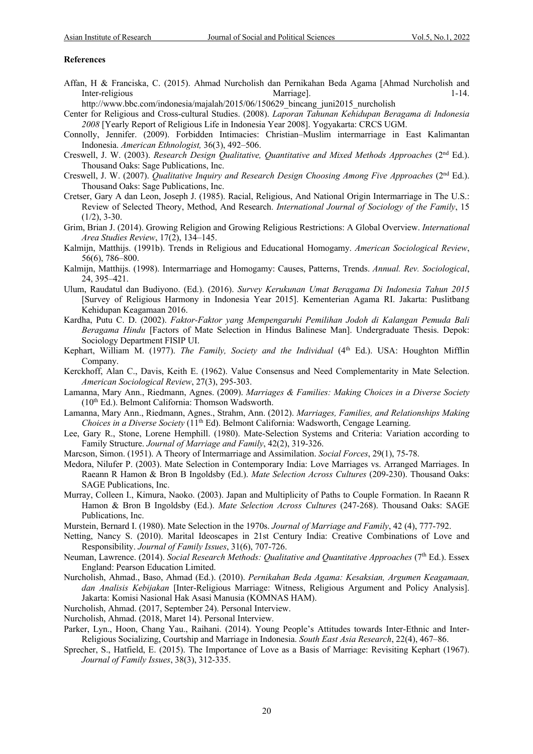### References

Affan, H & Franciska, C. (2015). Ahmad Nurcholish dan Pernikahan Beda Agama [Ahmad Nurcholish and Inter-religious Marriage]. 1-14. http://www.bbc.com/indonesia/majalah/2015/06/150629_bincang_juni2015_nurcholish

Center for Religious and Cross-cultural Studies. (2008). *Laporan Tahunan Kehidupan Beragama di Indonesia 2008* [Yearly Report of Religious Life in Indonesia Year 2008]. Yogyakarta: CRCS UGM.

Connolly, Jennifer. (2009). Forbidden Intimacies: Christian–Muslim intermarriage in East Kalimantan Indonesia. *American Ethnologist,* 36(3), 492–506.

Creswell, J. W. (2003). *Research Design Qualitative, Quantitative and Mixed Methods Approaches* (2nd Ed.). Thousand Oaks: Sage Publications, Inc.

Creswell, J. W. (2007). *Qualitative Inquiry and Research Design Choosing Among Five Approaches* (2nd Ed.). Thousand Oaks: Sage Publications, Inc.

Cretser, Gary A dan Leon, Joseph J. (1985). Racial, Religious, And National Origin Intermarriage in The U.S.: Review of Selected Theory, Method, And Research. *International Journal of Sociology of the Family*, 15 (1/2), 3-30.

Grim, Brian J. (2014). Growing Religion and Growing Religious Restrictions: A Global Overview. *International Area Studies Review*, 17(2), 134–145.

Kalmijn, Matthijs. (1991b). Trends in Religious and Educational Homogamy. *American Sociological Review*, 56(6), 786–800.

Kalmijn, Matthijs. (1998). Intermarriage and Homogamy: Causes, Patterns, Trends. *Annual. Rev. Sociological*, 24, 395–421.

Ulum, Raudatul dan Budiyono. (Ed.). (2016). *Survey Kerukunan Umat Beragama Di Indonesia Tahun 2015* [Survey of Religious Harmony in Indonesia Year 2015]. Kementerian Agama RI. Jakarta: Puslitbang Kehidupan Keagamaan 2016.

Kardha, Putu C. D. (2002). *Faktor-Faktor yang Mempengaruhi Pemilihan Jodoh di Kalangan Pemuda Bali Beragama Hindu* [Factors of Mate Selection in Hindus Balinese Man]. Undergraduate Thesis. Depok: Sociology Department FISIP UI.

Kephart, William M. (1977). *The Family, Society and the Individual* (4th Ed.). USA: Houghton Mifflin Company.

Kerckhoff, Alan C., Davis, Keith E. (1962). Value Consensus and Need Complementarity in Mate Selection. *American Sociological Review*, 27(3), 295-303.

Lamanna, Mary Ann., Riedmann, Agnes. (2009). *Marriages & Families: Making Choices in a Diverse Society* (10th Ed.). Belmont California: Thomson Wadsworth.

Lamanna, Mary Ann., Riedmann, Agnes., Strahm, Ann. (2012). *Marriages, Families, and Relationships Making Choices in a Diverse Society* (11th Ed). Belmont California: Wadsworth, Cengage Learning.

Lee, Gary R., Stone, Lorene Hemphill. (1980). Mate-Selection Systems and Criteria: Variation according to Family Structure. *Journal of Marriage and Family*, 42(2), 319-326.

Marcson, Simon. (1951). A Theory of Intermarriage and Assimilation. *Social Forces*, 29(1), 75-78.

Medora, Nilufer P. (2003). Mate Selection in Contemporary India: Love Marriages vs. Arranged Marriages. In Raeann R Hamon & Bron B Ingoldsby (Ed.). *Mate Selection Across Cultures* (209-230). Thousand Oaks: SAGE Publications, Inc.

Murray, Colleen I., Kimura, Naoko. (2003). Japan and Multiplicity of Paths to Couple Formation. In Raeann R Hamon & Bron B Ingoldsby (Ed.). *Mate Selection Across Cultures* (247-268). Thousand Oaks: SAGE Publications, Inc.

Murstein, Bernard I. (1980). Mate Selection in the 1970s. *Journal of Marriage and Family*, 42 (4), 777-792.

Netting, Nancy S. (2010). Marital Ideoscapes in 21st Century India: Creative Combinations of Love and Responsibility. *Journal of Family Issues*, 31(6), 707-726.

Neuman, Lawrence. (2014). *Social Research Methods: Qualitative and Quantitative Approaches* (7th Ed.). Essex England: Pearson Education Limited.

Nurcholish, Ahmad., Baso, Ahmad (Ed.). (2010). *Pernikahan Beda Agama: Kesaksian, Argumen Keagamaan, dan Analisis Kebijakan* [Inter-Religious Marriage: Witness, Religious Argument and Policy Analysis]. Jakarta: Komisi Nasional Hak Asasi Manusia (KOMNAS HAM).

Nurcholish, Ahmad. (2017, September 24). Personal Interview.

Nurcholish, Ahmad. (2018, Maret 14). Personal Interview.

Parker, Lyn., Hoon, Chang Yau., Raihani. (2014). Young People's Attitudes towards Inter-Ethnic and Inter-Religious Socializing, Courtship and Marriage in Indonesia. *South East Asia Research*, 22(4), 467–86.

Sprecher, S., Hatfield, E. (2015). The Importance of Love as a Basis of Marriage: Revisiting Kephart (1967). *Journal of Family Issues*, 38(3), 312-335.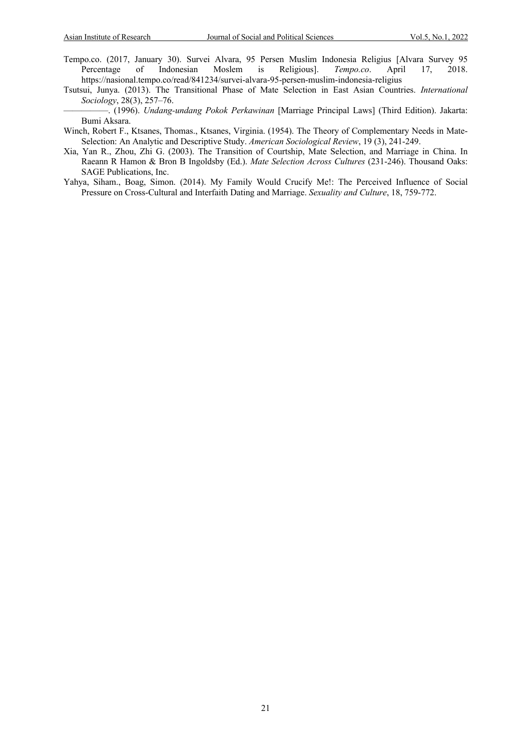Tempo.co. (2017, January 30). Survei Alvara, 95 Persen Muslim Indonesia Religius [Alvara Survey 95 Percentage of Indonesian Moslem is Religious]. *Tempo.co*. April 17, 2018. https://nasional.tempo.co/read/841234/survei-alvara-95-persen-muslim-indonesia-religius

Tsutsui, Junya. (2013). The Transitional Phase of Mate Selection in East Asian Countries. *International Sociology*, 28(3), 257–76.

—————. (1996). *Undang-undang Pokok Perkawinan* [Marriage Principal Laws] (Third Edition). Jakarta: Bumi Aksara.

Winch, Robert F., Ktsanes, Thomas., Ktsanes, Virginia. (1954). The Theory of Complementary Needs in Mate-Selection: An Analytic and Descriptive Study. *American Sociological Review*, 19 (3), 241-249.

Xia, Yan R., Zhou, Zhi G. (2003). The Transition of Courtship, Mate Selection, and Marriage in China. In Raeann R Hamon & Bron B Ingoldsby (Ed.). *Mate Selection Across Cultures* (231-246). Thousand Oaks: SAGE Publications, Inc.

Yahya, Siham., Boag, Simon. (2014). My Family Would Crucify Me!: The Perceived Influence of Social Pressure on Cross-Cultural and Interfaith Dating and Marriage. *Sexuality and Culture*, 18, 759-772.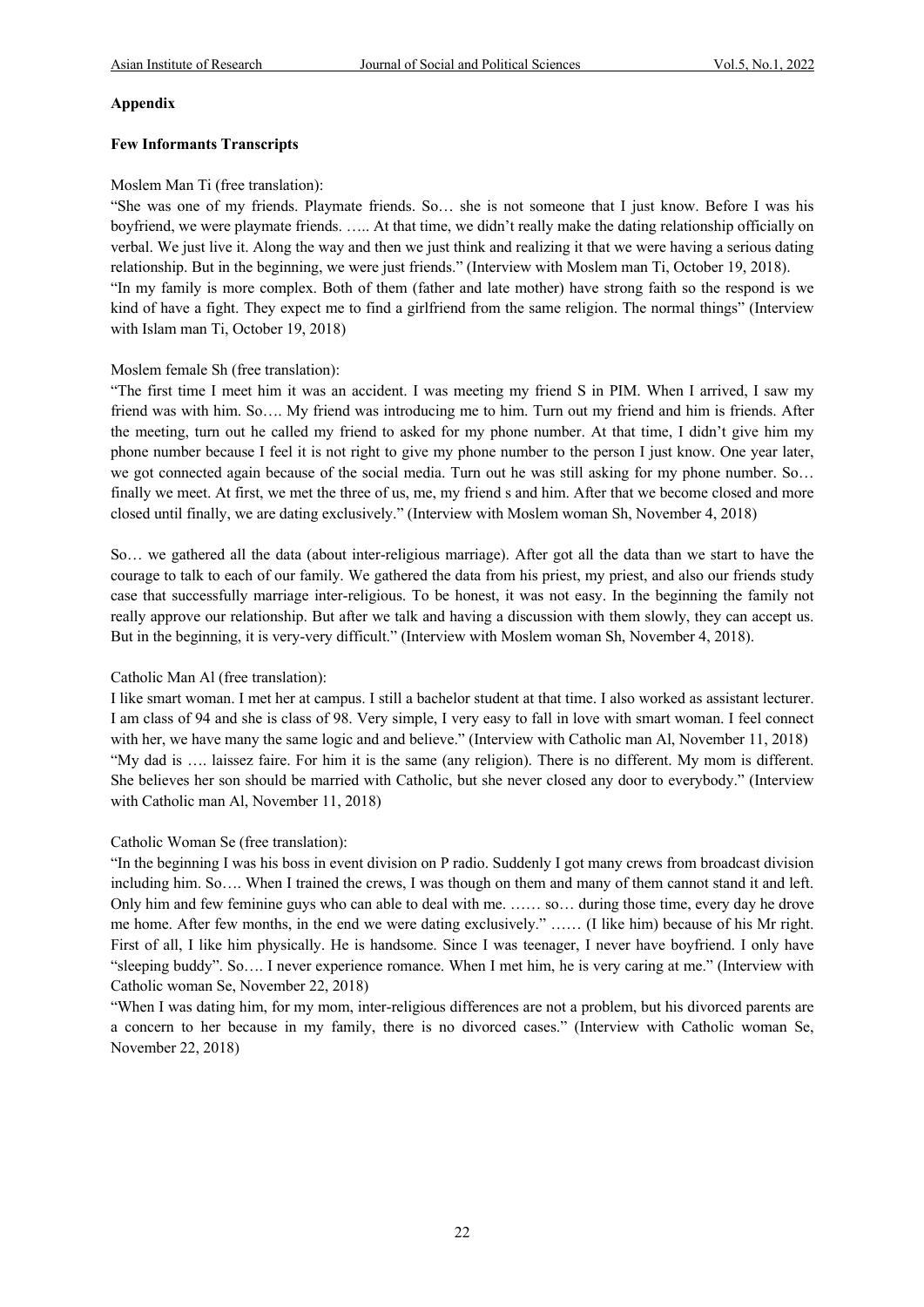**Appendix**

**Few Informants Transcripts**

Moslem Man Ti (free translation):

"She was one of my friends. Playmate friends. So… she is not someone that I just know. Before I was his boyfriend, we were playmate friends. ….. At that time, we didn't really make the dating relationship officially on verbal. We just live it. Along the way and then we just think and realizing it that we were having a serious dating relationship. But in the beginning, we were just friends." (Interview with Moslem man Ti, October 19, 2018).

"In my family is more complex. Both of them (father and late mother) have strong faith so the respond is we kind of have a fight. They expect me to find a girlfriend from the same religion. The normal things" (Interview with Islam man Ti, October 19, 2018)

Moslem female Sh (free translation):

"The first time I meet him it was an accident. I was meeting my friend S in PIM. When I arrived, I saw my friend was with him. So…. My friend was introducing me to him. Turn out my friend and him is friends. After the meeting, turn out he called my friend to asked for my phone number. At that time, I didn't give him my phone number because I feel it is not right to give my phone number to the person I just know. One year later, we got connected again because of the social media. Turn out he was still asking for my phone number. So… finally we meet. At first, we met the three of us, me, my friend s and him. After that we become closed and more closed until finally, we are dating exclusively." (Interview with Moslem woman Sh, November 4, 2018)

So… we gathered all the data (about inter-religious marriage). After got all the data than we start to have the courage to talk to each of our family. We gathered the data from his priest, my priest, and also our friends study case that successfully marriage inter-religious. To be honest, it was not easy. In the beginning the family not really approve our relationship. But after we talk and having a discussion with them slowly, they can accept us. But in the beginning, it is very-very difficult." (Interview with Moslem woman Sh, November 4, 2018).

Catholic Man Al (free translation):

I like smart woman. I met her at campus. I still a bachelor student at that time. I also worked as assistant lecturer. I am class of 94 and she is class of 98. Very simple, I very easy to fall in love with smart woman. I feel connect with her, we have many the same logic and and believe." (Interview with Catholic man Al, November 11, 2018)

"My dad is …. laissez faire. For him it is the same (any religion). There is no different. My mom is different. She believes her son should be married with Catholic, but she never closed any door to everybody." (Interview with Catholic man Al, November 11, 2018)

Catholic Woman Se (free translation):

"In the beginning I was his boss in event division on P radio. Suddenly I got many crews from broadcast division including him. So…. When I trained the crews, I was though on them and many of them cannot stand it and left. Only him and few feminine guys who can able to deal with me. …… so… during those time, every day he drove me home. After few months, in the end we were dating exclusively." …… (I like him) because of his Mr right. First of all, I like him physically. He is handsome. Since I was teenager, I never have boyfriend. I only have "sleeping buddy". So…. I never experience romance. When I met him, he is very caring at me." (Interview with Catholic woman Se, November 22, 2018)

"When I was dating him, for my mom, inter-religious differences are not a problem, but his divorced parents are a concern to her because in my family, there is no divorced cases." (Interview with Catholic woman Se, November 22, 2018)